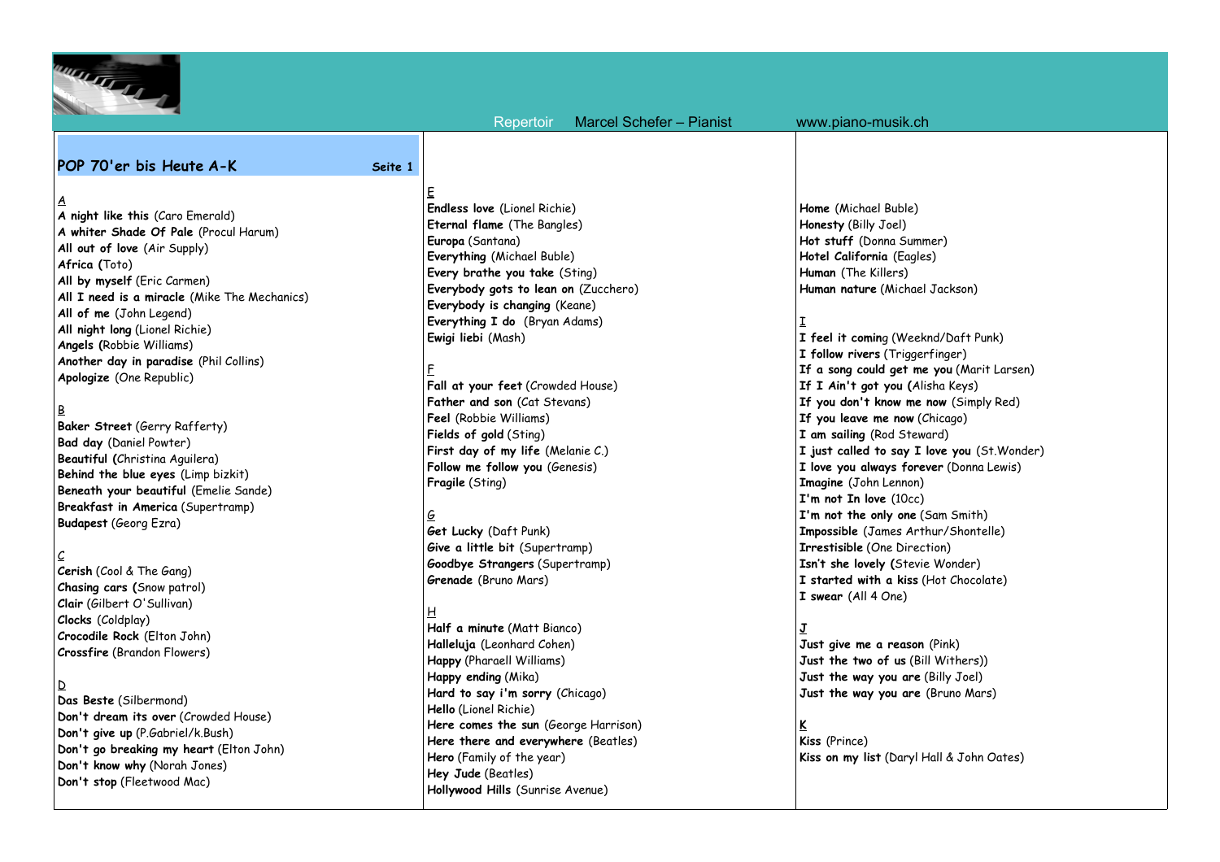Repertoir Marcel Schefer – Pianist www.piano-musik.ch

## POP 70'er bis Heute A-K

Seite 1

A

**A night like this** (Caro Emerald)
**A whiter Shade Of Pale** (Procul Harum)
**All out of love** (Air Supply)
**Africa (**Toto)
**All by myself** (Eric Carmen)
**All I need is a miracle** (Mike The Mechanics)
**All of me** (John Legend)
**All night long** (Lionel Richie)
**Angels (**Robbie Williams)
**Another day in paradise** (Phil Collins)
**Apologize** (One Republic)

B

**Baker Street** (Gerry Rafferty)
**Bad day** (Daniel Powter)
**Beautiful (**Christina Aguilera)
**Behind the blue eyes** (Limp bizkit)
**Beneath your beautiful** (Emelie Sande)
**Breakfast in America** (Supertramp)
**Budapest** (Georg Ezra)

C

**Cerish** (Cool & The Gang)
**Chasing cars (**Snow patrol)
**Clair** (Gilbert O'Sullivan)
**Clocks** (Coldplay)
**Crocodile Rock** (Elton John)
**Crossfire** (Brandon Flowers)

D

**Das Beste** (Silbermond)
**Don't dream its over** (Crowded House)
**Don't give up** (P.Gabriel/k.Bush)
**Don't go breaking my heart** (Elton John)
**Don't know why** (Norah Jones)
**Don't stop** (Fleetwood Mac)

E

**Endless love** (Lionel Richie)
**Eternal flame** (The Bangles)
**Europa** (Santana)
**Everything** (Michael Buble)
**Every brathe you take** (Sting)
**Everybody gots to lean on** (Zucchero)
**Everybody is changing** (Keane)
**Everything I do** (Bryan Adams)
**Ewigi liebi** (Mash)

F

**Fall at your feet** (Crowded House)
**Father and son** (Cat Stevans)
**Feel** (Robbie Williams)
**Fields of gold** (Sting)
**First day of my life** (Melanie C.)
**Follow me follow you** (Genesis)
**Fragile** (Sting)

G

**Get Lucky** (Daft Punk)
**Give a little bit** (Supertramp)
**Goodbye Strangers** (Supertramp)
**Grenade** (Bruno Mars)

H

**Half a minute** (Matt Bianco)
**Halleluja** (Leonhard Cohen)
**Happy** (Pharaell Williams)
**Happy ending** (Mika)
**Hard to say i'm sorry** (Chicago)
**Hello** (Lionel Richie)
**Here comes the sun** (George Harrison)
**Here there and everywhere** (Beatles)
**Hero** (Family of the year)
**Hey Jude** (Beatles)
**Hollywood Hills** (Sunrise Avenue)
**Home** (Michael Buble)
**Honesty** (Billy Joel)
**Hot stuff** (Donna Summer)
**Hotel California** (Eagles)
**Human** (The Killers)
**Human nature** (Michael Jackson)

I

**I feel it comin**g (Weeknd/Daft Punk)
**I follow rivers** (Triggerfinger)
**If a song could get me you** (Marit Larsen)
**If I Ain't got you (**Alisha Keys)
**If you don't know me now** (Simply Red)
**If you leave me now** (Chicago)
**I am sailing** (Rod Steward)
**I just called to say I love you** (St.Wonder)
**I love you always forever** (Donna Lewis)
**Imagine** (John Lennon)
**I'm not In love** (10cc)
**I'm not the only one** (Sam Smith)
**Impossible** (James Arthur/Shontelle)
**Irrestisible** (One Direction)
**Isn't she lovely (**Stevie Wonder)
**I started with a kiss** (Hot Chocolate)
**I swear** (All 4 One)

J

**Just give me a reason** (Pink)
**Just the two of us** (Bill Withers))
**Just the way you are** (Billy Joel)
**Just the way you are** (Bruno Mars)

K

**Kiss** (Prince)
**Kiss on my list** (Daryl Hall & John Oates)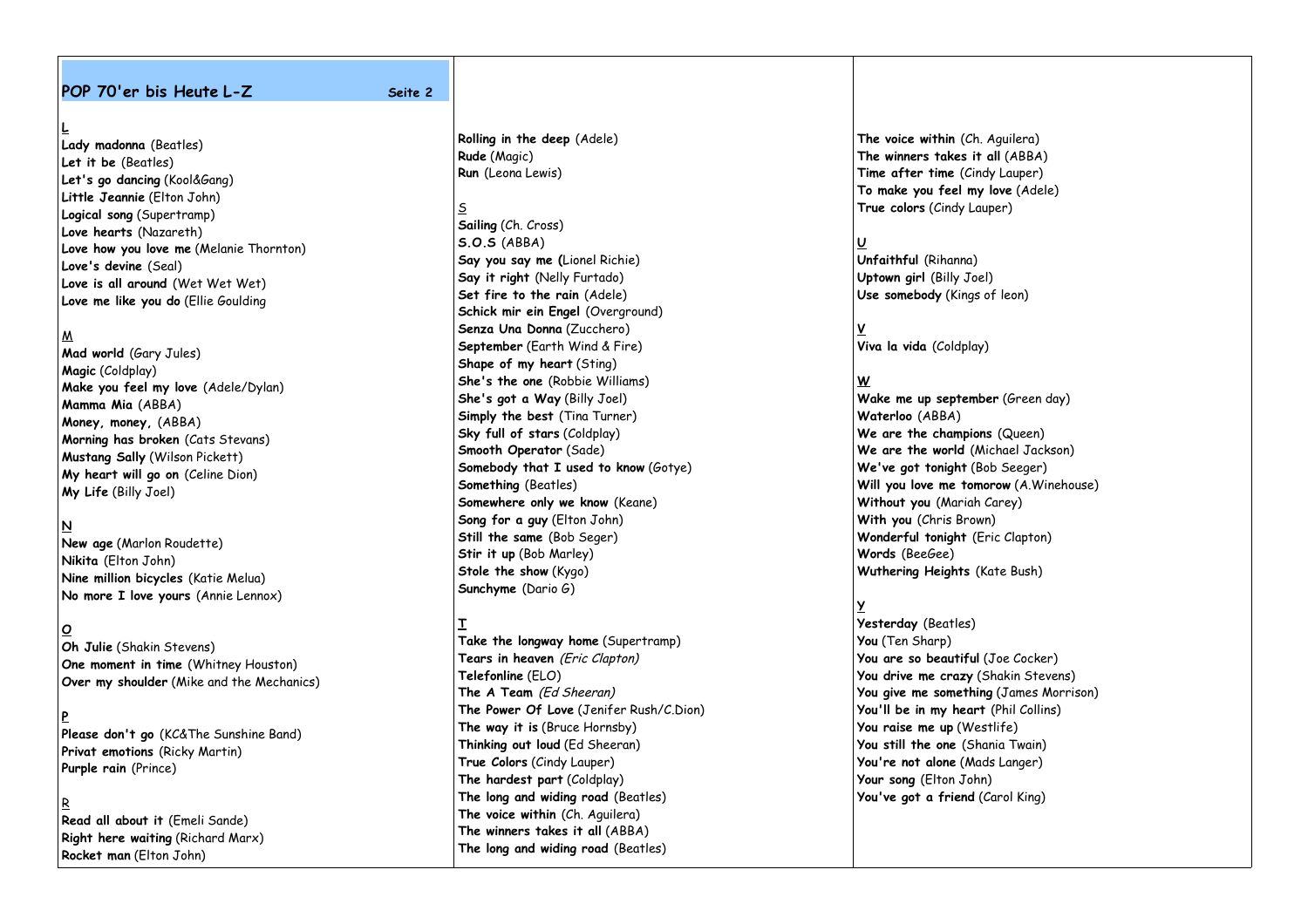## POP 70'er bis Heute L-Z

Seite 2

**L**

**Lady madonna** (Beatles)
**Let it be** (Beatles)
**Let's go dancing** (Kool&Gang)
**Little Jeannie** (Elton John)
**Logical song** (Supertramp)
**Love hearts** (Nazareth)
**Love how you love me** (Melanie Thornton)
**Love's devine** (Seal)
**Love is all around** (Wet Wet Wet)
**Love me like you do** (Ellie Goulding

**M**

**Mad world** (Gary Jules)
**Magic** (Coldplay)
**Make you feel my love** (Adele/Dylan)
**Mamma Mia** (ABBA)
**Money, money,** (ABBA)
**Morning has broken** (Cats Stevans)
**Mustang Sally** (Wilson Pickett)
**My heart will go on** (Celine Dion)
**My Life** (Billy Joel)

**N**

**New age** (Marlon Roudette)
**Nikita** (Elton John)
**Nine million bicycles** (Katie Melua)
**No more I love yours** (Annie Lennox)

**O**

**Oh Julie** (Shakin Stevens)
**One moment in time** (Whitney Houston)
**Over my shoulder** (Mike and the Mechanics)

**P**

**Please don't go** (KC&The Sunshine Band)
**Privat emotions** (Ricky Martin)
**Purple rain** (Prince)

**R**

**Read all about it** (Emeli Sande)
**Right here waiting** (Richard Marx)
**Rocket man** (Elton John)
**Rolling in the deep** (Adele)
**Rude** (Magic)
**Run** (Leona Lewis)

**S**

**Sailing** (Ch. Cross)
**S.O.S** (ABBA)
**Say you say me** (Lionel Richie)
**Say it right** (Nelly Furtado)
**Set fire to the rain** (Adele)
**Schick mir ein Engel** (Overground)
**Senza Una Donna** (Zucchero)
**September** (Earth Wind & Fire)
**Shape of my heart** (Sting)
**She's the one** (Robbie Williams)
**She's got a Way** (Billy Joel)
**Simply the best** (Tina Turner)
**Sky full of stars** (Coldplay)
**Smooth Operator** (Sade)
**Somebody that I used to know** (Gotye)
**Something** (Beatles)
**Somewhere only we know** (Keane)
**Song for a guy** (Elton John)
**Still the same** (Bob Seger)
**Stir it up** (Bob Marley)
**Stole the show** (Kygo)
**Sunchyme** (Dario G)

**T**

**Take the longway home** (Supertramp)
**Tears in heaven** *(Eric Clapton)*
**Telefonline** (ELO)
**The A Team** *(Ed Sheeran)*
**The Power Of Love** (Jenifer Rush/C.Dion)
**The way it is** (Bruce Hornsby)
**Thinking out loud** (Ed Sheeran)
**True Colors** (Cindy Lauper)
**The hardest part** (Coldplay)
**The long and widing road** (Beatles)
**The voice within** (Ch. Aguilera)
**The winners takes it all** (ABBA)
**The long and widing road** (Beatles)
**The voice within** (Ch. Aguilera)
**The winners takes it all** (ABBA)
**Time after time** (Cindy Lauper)
**To make you feel my love** (Adele)
**True colors** (Cindy Lauper)

**U**

**Unfaithful** (Rihanna)
**Uptown girl** (Billy Joel)
**Use somebody** (Kings of leon)

**V**

**Viva la vida** (Coldplay)

**W**

**Wake me up september** (Green day)
**Waterloo** (ABBA)
**We are the champions** (Queen)
**We are the world** (Michael Jackson)
**We've got tonight** (Bob Seeger)
**Will you love me tomorow** (A.Winehouse)
**Without you** (Mariah Carey)
**With you** (Chris Brown)
**Wonderful tonight** (Eric Clapton)
**Words** (BeeGee)
**Wuthering Heights** (Kate Bush)

**Y**

**Yesterday** (Beatles)
**You** (Ten Sharp)
**You are so beautiful** (Joe Cocker)
**You drive me crazy** (Shakin Stevens)
**You give me something** (James Morrison)
**You'll be in my heart** (Phil Collins)
**You raise me up** (Westlife)
**You still the one** (Shania Twain)
**You're not alone** (Mads Langer)
**Your song** (Elton John)
**You've got a friend** (Carol King)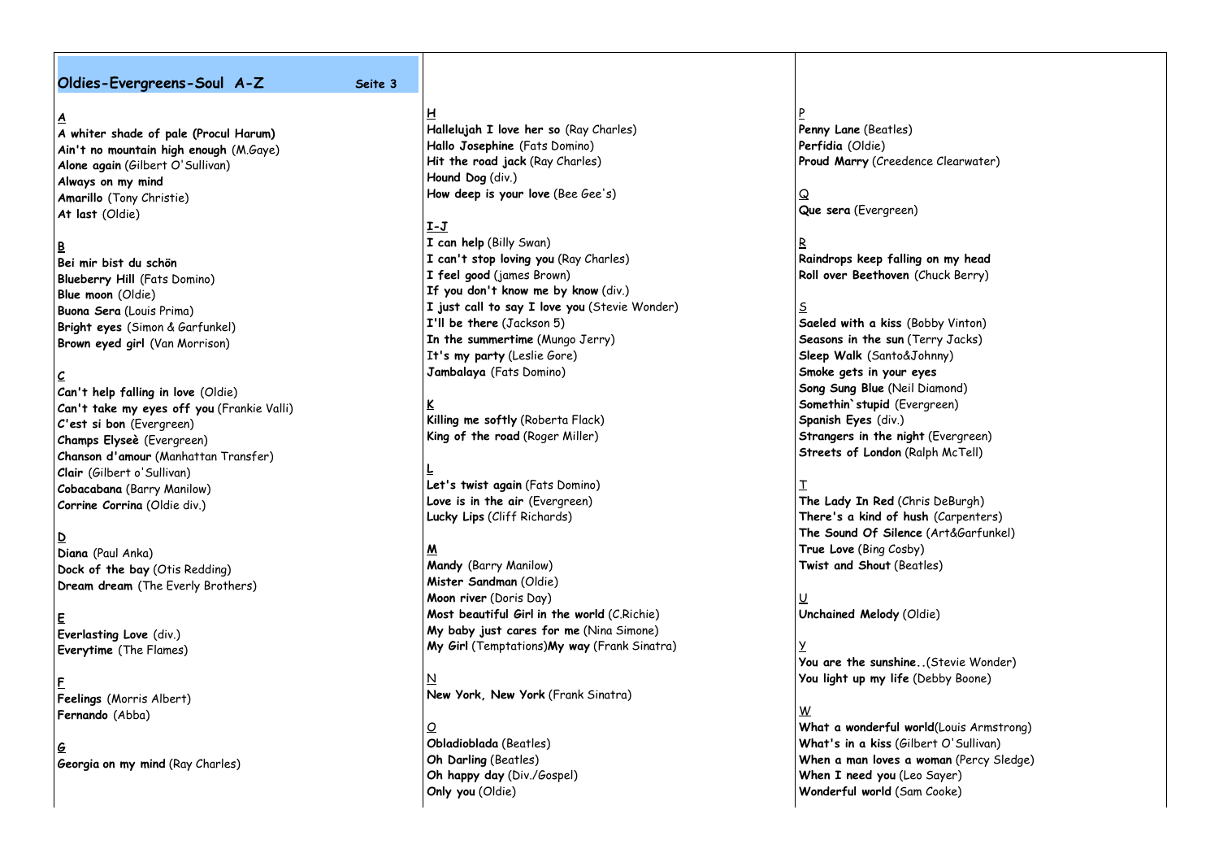## Oldies-Evergreens-Soul A-Z

Seite 3

**A**

**A whiter shade of pale (Procul Harum)**
**Ain't no mountain high enough** (M.Gaye)
**Alone again** (Gilbert O'Sullivan)
**Always on my mind**
**Amarillo** (Tony Christie)
**At last** (Oldie)

**B**

**Bei mir bist du schön**
**Blueberry Hill** (Fats Domino)
**Blue moon** (Oldie)
**Buona Sera** (Louis Prima)
**Bright eyes** (Simon & Garfunkel)
**Brown eyed girl** (Van Morrison)

**C**

**Can't help falling in love** (Oldie)
**Can't take my eyes off you** (Frankie Valli)
**C'est si bon** (Evergreen)
**Champs Elyseè** (Evergreen)
**Chanson d'amour** (Manhattan Transfer)
**Clair** (Gilbert o'Sullivan)
**Cobacabana** (Barry Manilow)
**Corrine Corrina** (Oldie div.)

**D**

**Diana** (Paul Anka)
**Dock of the bay** (Otis Redding)
**Dream dream** (The Everly Brothers)

**E**

**Everlasting Love** (div.)
**Everytime** (The Flames)

**F**

**Feelings** (Morris Albert)
**Fernando** (Abba)

**G**

**Georgia on my mind** (Ray Charles)

**H**

**Hallelujah I love her so** (Ray Charles)
**Hallo Josephine** (Fats Domino)
**Hit the road jack** (Ray Charles)
**Hound Dog** (div.)
**How deep is your love** (Bee Gee's)

**I-J**

**I can help** (Billy Swan)
**I can't stop loving you** (Ray Charles)
**I feel good** (james Brown)
**If you don't know me by know** (div.)
**I just call to say I love you** (Stevie Wonder)
**I'll be there** (Jackson 5)
**In the summertime** (Mungo Jerry)
It's my party (Leslie Gore)
**Jambalaya** (Fats Domino)

**K**

**Killing me softly** (Roberta Flack)
**King of the road** (Roger Miller)

**L**

**Let's twist again** (Fats Domino)
**Love is in the air** (Evergreen)
**Lucky Lips** (Cliff Richards)

**M**

**Mandy** (Barry Manilow)
**Mister Sandman** (Oldie)
**Moon river** (Doris Day)
**Most beautiful Girl in the world** (C.Richie)
**My baby just cares for me** (Nina Simone)
**My Girl** (Temptations)**My way** (Frank Sinatra)

N

**New York, New York** (Frank Sinatra)

O

**Obladioblada** (Beatles)
**Oh Darling** (Beatles)
**Oh happy day** (Div./Gospel)
**Only you** (Oldie)

P

**Penny Lane** (Beatles)
**Perfidia** (Oldie)
**Proud Marry** (Creedence Clearwater)

Q

**Que sera** (Evergreen)

R

**Raindrops keep falling on my head**
**Roll over Beethoven** (Chuck Berry)

S

**Saeled with a kiss** (Bobby Vinton)
**Seasons in the sun** (Terry Jacks)
**Sleep Walk** (Santo&Johnny)
**Smoke gets in your eyes**
**Song Sung Blue** (Neil Diamond)
**Somethin`stupid** (Evergreen)
**Spanish Eyes** (div.)
**Strangers in the night** (Evergreen)
**Streets of London** (Ralph McTell)

T

**The Lady In Red** (Chris DeBurgh)
**There's a kind of hush** (Carpenters)
**The Sound Of Silence** (Art&Garfunkel)
**True Love** (Bing Cosby)
**Twist and Shout** (Beatles)

U

**Unchained Melody** (Oldie)

Y

**You are the sunshine..**(Stevie Wonder)
**You light up my life** (Debby Boone)

W

**What a wonderful world**(Louis Armstrong)
**What's in a kiss** (Gilbert O'Sullivan)
**When a man loves a woman** (Percy Sledge)
**When I need you** (Leo Sayer)
**Wonderful world** (Sam Cooke)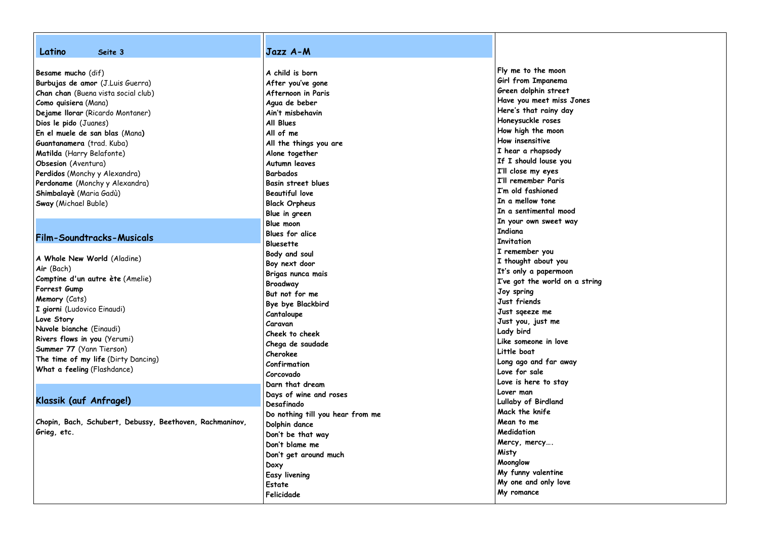## Latino

Seite 3

**Besame mucho** (dif)
**Burbujas de amor** (J.Luis Guerra)
**Chan chan** (Buena vista social club)
**Como quisiera** (Mana)
**Dejame llorar** (Ricardo Montaner)
**Dios le pido** (Juanes)
**En el muele de san blas** (Mana)
**Guantanamera** (trad. Kuba)
**Matilda** (Harry Belafonte)
**Obsesion** (Aventura)
**Perdidos** (Monchy y Alexandra)
**Perdoname** (Monchy y Alexandra)
**Shimbalayè** (Maria Gadù)
**Sway** (Michael Buble)

## Film-Soundtracks-Musicals

**A Whole New World** (Aladine)
**Air** (Bach)
**Comptine d'un autre ète** (Amelie)
**Forrest Gump**
**Memory** (Cats)
**I giorni** (Ludovico Einaudi)
**Love Story**
**Nuvole bianche** (Einaudi)
**Rivers flows in you** (Yerumi)
**Summer 77** (Yann Tierson)
**The time of my life** (Dirty Dancing)
**What a feeling** (Flashdance)

## Klassik (auf Anfrage!)

**Chopin, Bach, Schubert, Debussy, Beethoven, Rachmaninov, Grieg, etc.**

## Jazz A-M

**A child is born**
**After you've gone**
**Afternoon in Paris**
**Agua de beber**
**Ain't misbehavin**
**All Blues**
**All of me**
**All the things you are**
**Alone together**
**Autumn leaves**
**Barbados**
**Basin street blues**
**Beautiful love**
**Black Orpheus**
**Blue in green**
**Blue moon**
**Blues for alice**
**Bluesette**
**Body and soul**
**Boy next door**
**Brigas nunca mais**
**Broadway**
**But not for me**
**Bye bye Blackbird**
**Cantaloupe**
**Caravan**
**Cheek to cheek**
**Chega de saudade**
**Cherokee**
**Confirmation**
**Corcovado**
**Darn that dream**
**Days of wine and roses**
**Desafinado**
**Do nothing till you hear from me**
**Dolphin dance**
**Don't be that way**
**Don't blame me**
**Don't get around much**
**Doxy**
**Easy livening**
**Estate**
**Felicidade**
**Fly me to the moon**
**Girl from Impanema**
**Green dolphin street**
**Have you meet miss Jones**
**Here's that rainy day**
**Honeysuckle roses**
**How high the moon**
**How insensitive**
**I hear a rhapsody**
**If I should louse you**
**I'll close my eyes**
**I'll remember Paris**
**I'm old fashioned**
**In a mellow tone**
**In a sentimental mood**
**In your own sweet way**
**Indiana**
**Invitation**
**I remember you**
**I thought about you**
**It's only a papermoon**
**I've got the world on a string**
**Joy spring**
**Just friends**
**Just sqeeze me**
**Just you, just me**
**Lady bird**
**Like someone in love**
**Little boat**
**Long ago and far away**
**Love for sale**
**Love is here to stay**
**Lover man**
**Lullaby of Birdland**
**Mack the knife**
**Mean to me**
**Medidation**
**Mercy, mercy….**
**Misty**
**Moonglow**
**My funny valentine**
**My one and only love**
**My romance**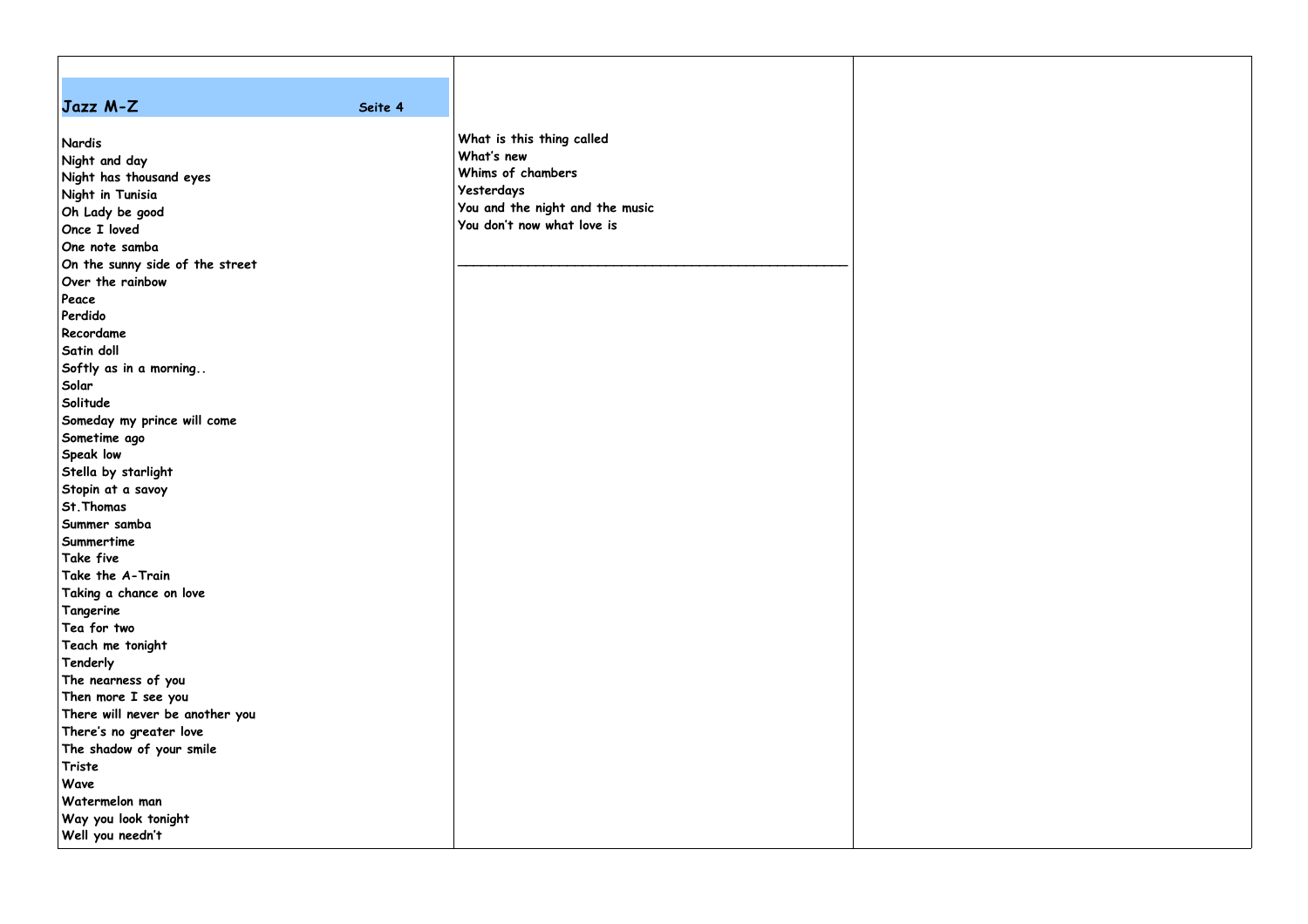## Jazz M-Z

Seite 4

Nardis
Night and day
Night has thousand eyes
Night in Tunisia
Oh Lady be good
Once I loved
One note samba
On the sunny side of the street
Over the rainbow
Peace
Perdido
Recordame
Satin doll
Softly as in a morning..
Solar
Solitude
Someday my prince will come
Sometime ago
Speak low
Stella by starlight
Stopin at a savoy
St.Thomas
Summer samba
Summertime
Take five
Take the A-Train
Taking a chance on love
Tangerine
Tea for two
Teach me tonight
Tenderly
The nearness of you
Then more I see you
There will never be another you
There's no greater love
The shadow of your smile
Triste
Wave
Watermelon man
Way you look tonight
Well you needn't
What is this thing called
What's new
Whims of chambers
Yesterdays
You and the night and the music
You don't now what love is

---